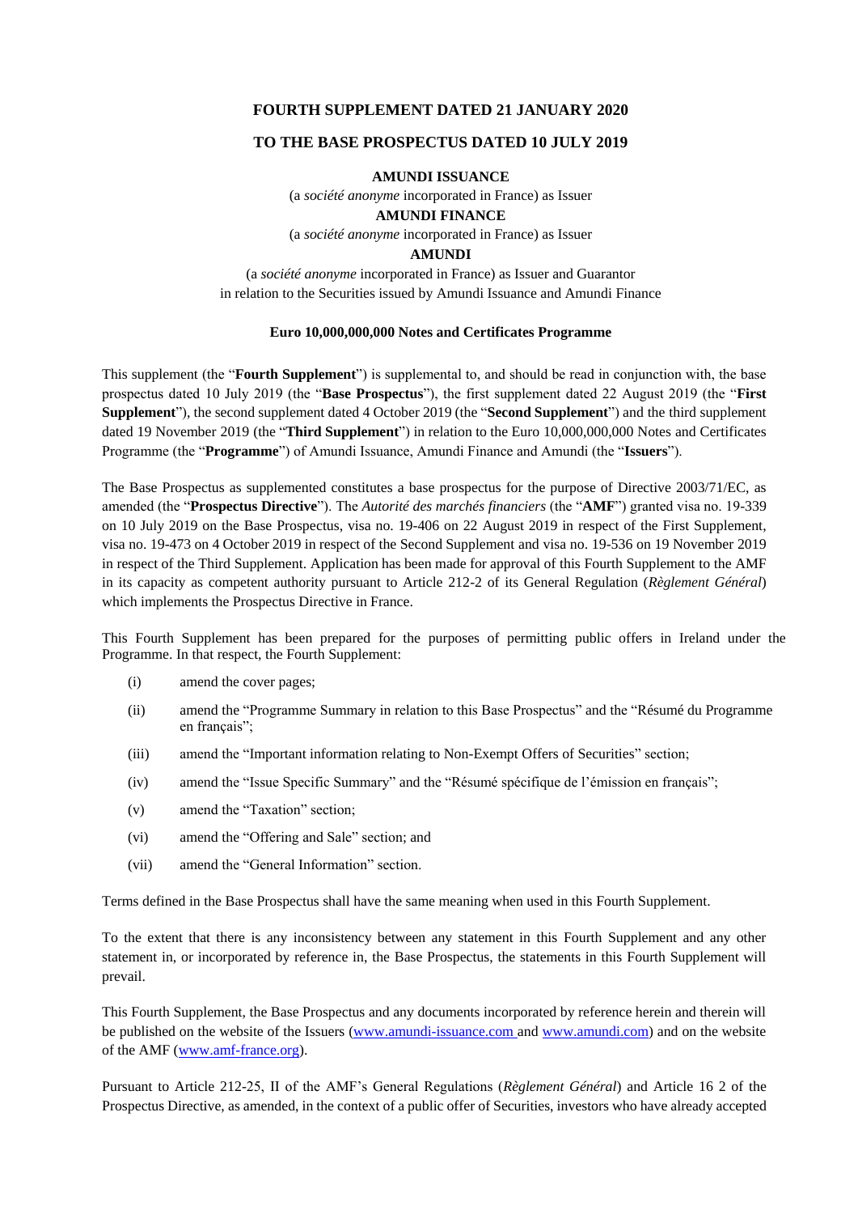**FOURTH SUPPLEMENT DATED 21 JANUARY 2020**

**TO THE BASE PROSPECTUS DATED 10 JULY 2019**

**AMUNDI ISSUANCE**

(a *société anonyme* incorporated in France) as Issuer

**AMUNDI FINANCE**

(a *société anonyme* incorporated in France) as Issuer

**AMUNDI**

(a *société anonyme* incorporated in France) as Issuer and Guarantor
in relation to the Securities issued by Amundi Issuance and Amundi Finance

**Euro 10,000,000,000 Notes and Certificates Programme**

This supplement (the "**Fourth Supplement**") is supplemental to, and should be read in conjunction with, the base prospectus dated 10 July 2019 (the "**Base Prospectus**"), the first supplement dated 22 August 2019 (the "**First Supplement**"), the second supplement dated 4 October 2019 (the "**Second Supplement**") and the third supplement dated 19 November 2019 (the "**Third Supplement**") in relation to the Euro 10,000,000,000 Notes and Certificates Programme (the "**Programme**") of Amundi Issuance, Amundi Finance and Amundi (the "**Issuers**").

The Base Prospectus as supplemented constitutes a base prospectus for the purpose of Directive 2003/71/EC, as amended (the "**Prospectus Directive**"). The *Autorité des marchés financiers* (the "**AMF**") granted visa no. 19-339 on 10 July 2019 on the Base Prospectus, visa no. 19-406 on 22 August 2019 in respect of the First Supplement, visa no. 19-473 on 4 October 2019 in respect of the Second Supplement and visa no. 19-536 on 19 November 2019 in respect of the Third Supplement. Application has been made for approval of this Fourth Supplement to the AMF in its capacity as competent authority pursuant to Article 212-2 of its General Regulation (*Règlement Général*) which implements the Prospectus Directive in France.

This Fourth Supplement has been prepared for the purposes of permitting public offers in Ireland under the Programme. In that respect, the Fourth Supplement:

(i) amend the cover pages;

(ii) amend the "Programme Summary in relation to this Base Prospectus" and the "Résumé du Programme en français";

(iii) amend the "Important information relating to Non-Exempt Offers of Securities" section;

(iv) amend the "Issue Specific Summary" and the "Résumé spécifique de l'émission en français";

(v) amend the "Taxation" section;

(vi) amend the "Offering and Sale" section; and

(vii) amend the "General Information" section.

Terms defined in the Base Prospectus shall have the same meaning when used in this Fourth Supplement.

To the extent that there is any inconsistency between any statement in this Fourth Supplement and any other statement in, or incorporated by reference in, the Base Prospectus, the statements in this Fourth Supplement will prevail.

This Fourth Supplement, the Base Prospectus and any documents incorporated by reference herein and therein will be published on the website of the Issuers (www.amundi-issuance.com and www.amundi.com) and on the website of the AMF (www.amf-france.org).

Pursuant to Article 212-25, II of the AMF's General Regulations (*Règlement Général*) and Article 16 2 of the Prospectus Directive, as amended, in the context of a public offer of Securities, investors who have already accepted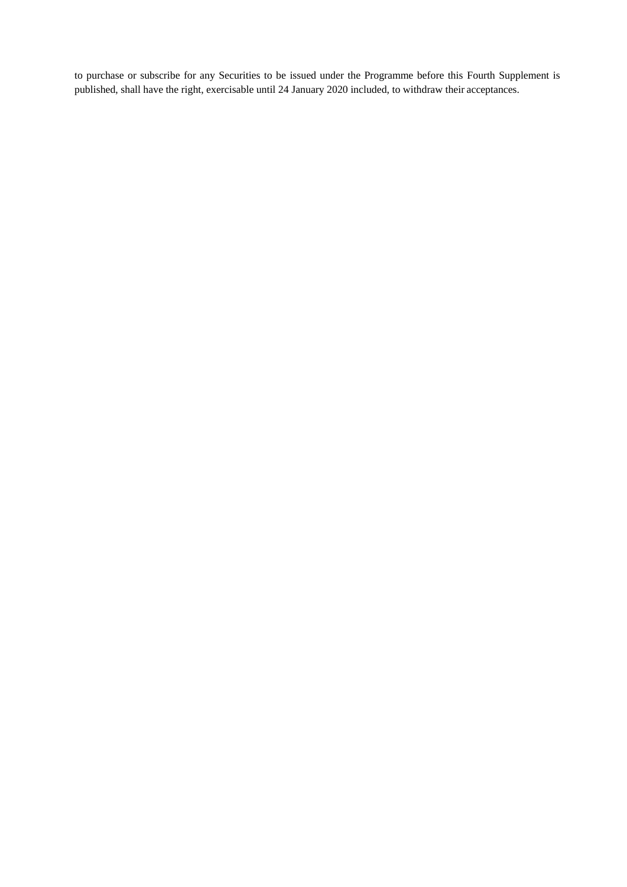to purchase or subscribe for any Securities to be issued under the Programme before this Fourth Supplement is published, shall have the right, exercisable until 24 January 2020 included, to withdraw their acceptances.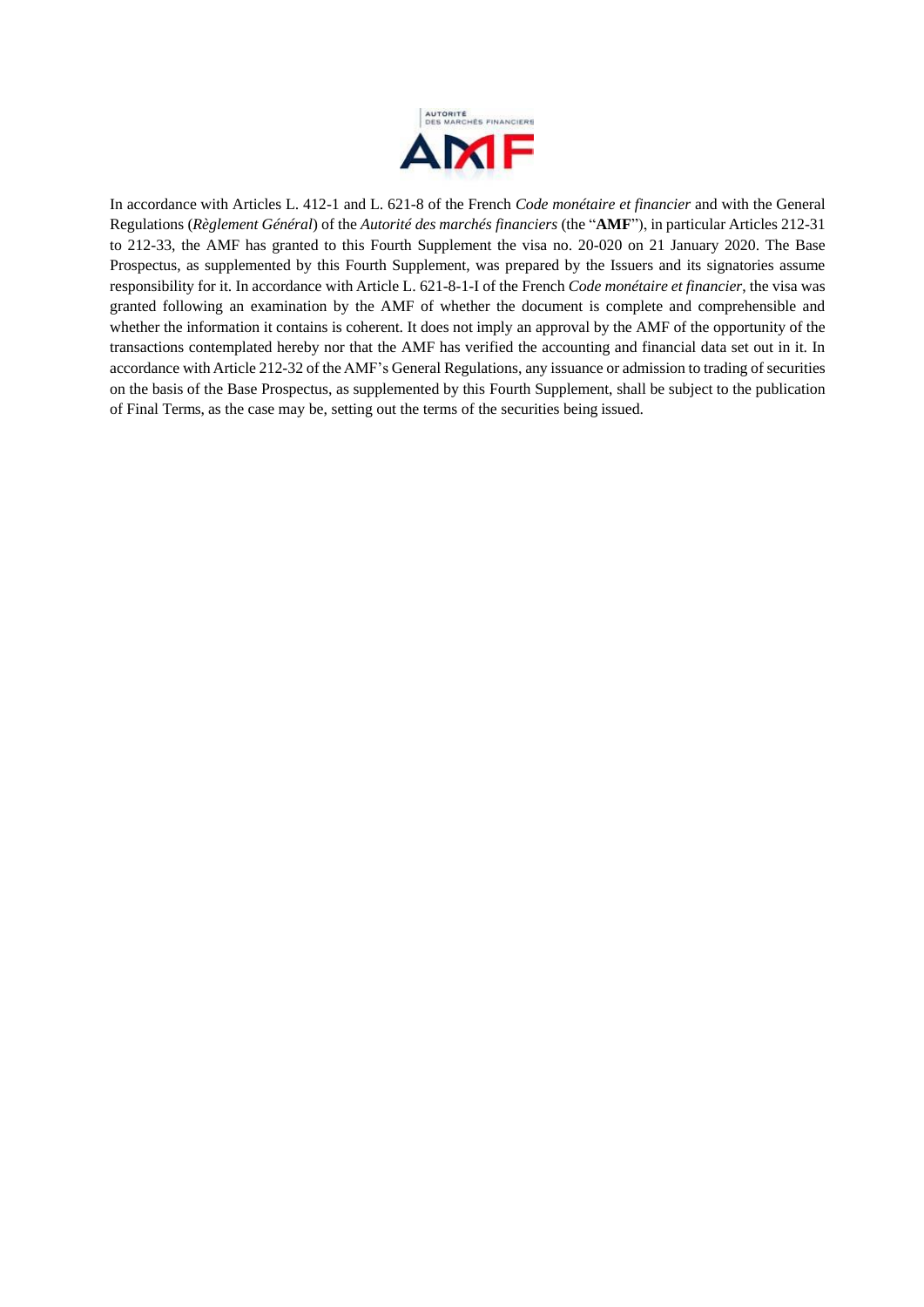In accordance with Articles L. 412-1 and L. 621-8 of the French *Code monétaire et financier* and with the General Regulations (*Règlement Général*) of the *Autorité des marchés financiers* (the "**AMF**"), in particular Articles 212-31 to 212-33, the AMF has granted to this Fourth Supplement the visa no. 20-020 on 21 January 2020. The Base Prospectus, as supplemented by this Fourth Supplement, was prepared by the Issuers and its signatories assume responsibility for it. In accordance with Article L. 621-8-1-I of the French *Code monétaire et financier*, the visa was granted following an examination by the AMF of whether the document is complete and comprehensible and whether the information it contains is coherent. It does not imply an approval by the AMF of the opportunity of the transactions contemplated hereby nor that the AMF has verified the accounting and financial data set out in it. In accordance with Article 212-32 of the AMF's General Regulations, any issuance or admission to trading of securities on the basis of the Base Prospectus, as supplemented by this Fourth Supplement, shall be subject to the publication of Final Terms, as the case may be, setting out the terms of the securities being issued.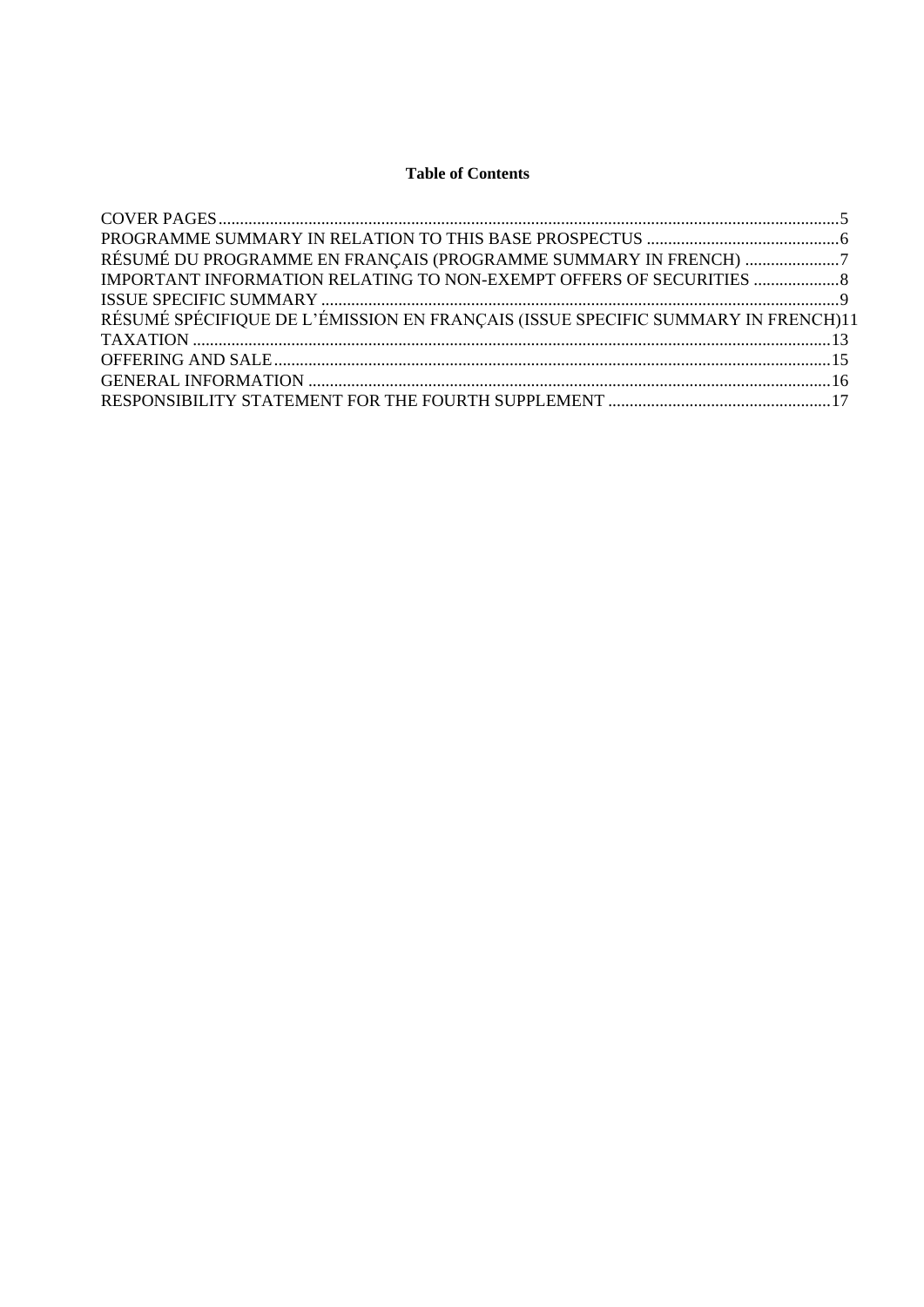**Table of Contents**

COVER PAGES .......... 5
PROGRAMME SUMMARY IN RELATION TO THIS BASE PROSPECTUS .......... 6
RÉSUMÉ DU PROGRAMME EN FRANÇAIS (PROGRAMME SUMMARY IN FRENCH) .......... 7
IMPORTANT INFORMATION RELATING TO NON-EXEMPT OFFERS OF SECURITIES .......... 8
ISSUE SPECIFIC SUMMARY .......... 9
RÉSUMÉ SPÉCIFIQUE DE L'ÉMISSION EN FRANÇAIS (ISSUE SPECIFIC SUMMARY IN FRENCH) 11
TAXATION .......... 13
OFFERING AND SALE .......... 15
GENERAL INFORMATION .......... 16
RESPONSIBILITY STATEMENT FOR THE FOURTH SUPPLEMENT .......... 17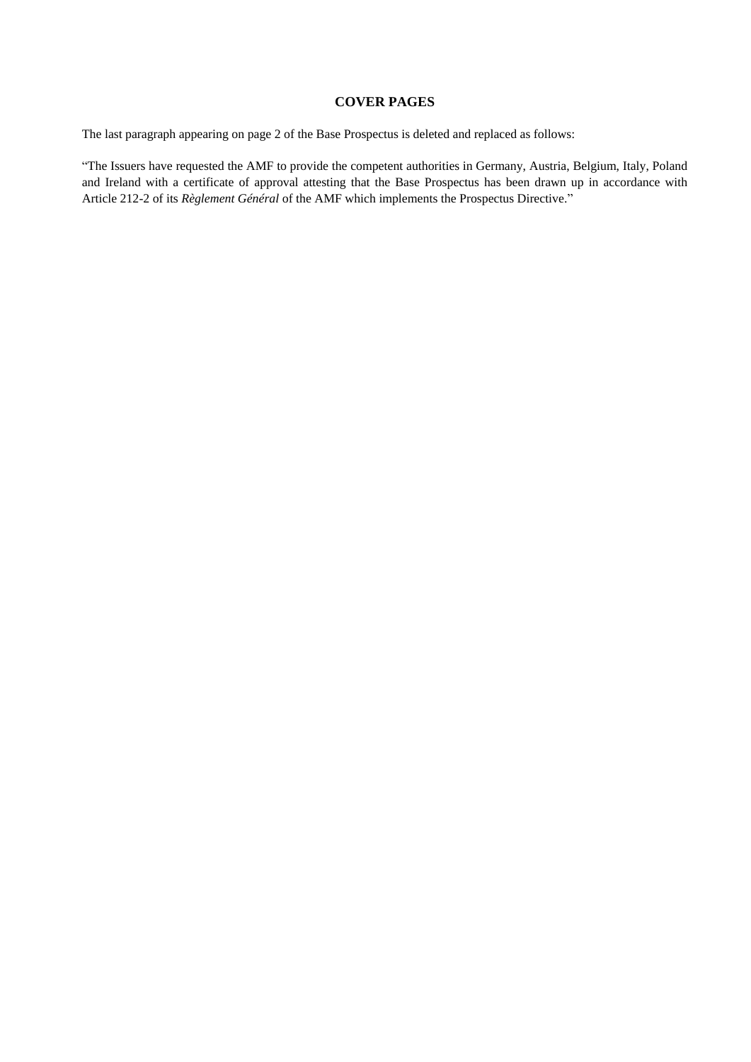## COVER PAGES

The last paragraph appearing on page 2 of the Base Prospectus is deleted and replaced as follows:

"The Issuers have requested the AMF to provide the competent authorities in Germany, Austria, Belgium, Italy, Poland and Ireland with a certificate of approval attesting that the Base Prospectus has been drawn up in accordance with Article 212-2 of its *Règlement Général* of the AMF which implements the Prospectus Directive."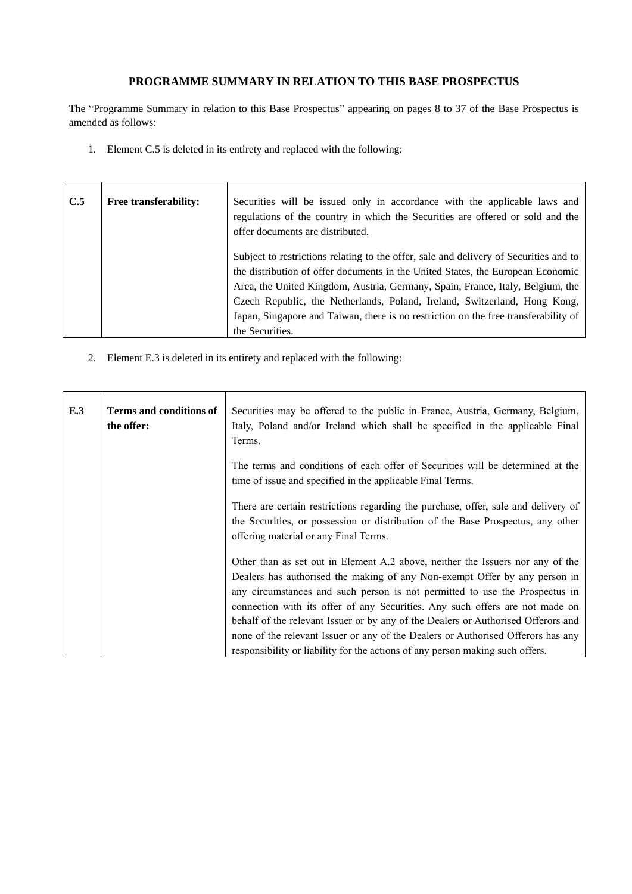## PROGRAMME SUMMARY IN RELATION TO THIS BASE PROSPECTUS

The "Programme Summary in relation to this Base Prospectus" appearing on pages 8 to 37 of the Base Prospectus is amended as follows:

1. Element C.5 is deleted in its entirety and replaced with the following:

| | | |
|---|---|---|
| **C.5** | **Free transferability:** | Securities will be issued only in accordance with the applicable laws and regulations of the country in which the Securities are offered or sold and the offer documents are distributed.<br><br>Subject to restrictions relating to the offer, sale and delivery of Securities and to the distribution of offer documents in the United States, the European Economic Area, the United Kingdom, Austria, Germany, Spain, France, Italy, Belgium, the Czech Republic, the Netherlands, Poland, Ireland, Switzerland, Hong Kong, Japan, Singapore and Taiwan, there is no restriction on the free transferability of the Securities. |

2. Element E.3 is deleted in its entirety and replaced with the following:

| | | |
|---|---|---|
| **E.3** | **Terms and conditions of the offer:** | Securities may be offered to the public in France, Austria, Germany, Belgium, Italy, Poland and/or Ireland which shall be specified in the applicable Final Terms.<br><br>The terms and conditions of each offer of Securities will be determined at the time of issue and specified in the applicable Final Terms.<br><br>There are certain restrictions regarding the purchase, offer, sale and delivery of the Securities, or possession or distribution of the Base Prospectus, any other offering material or any Final Terms.<br><br>Other than as set out in Element A.2 above, neither the Issuers nor any of the Dealers has authorised the making of any Non-exempt Offer by any person in any circumstances and such person is not permitted to use the Prospectus in connection with its offer of any Securities. Any such offers are not made on behalf of the relevant Issuer or by any of the Dealers or Authorised Offerors and none of the relevant Issuer or any of the Dealers or Authorised Offerors has any responsibility or liability for the actions of any person making such offers. |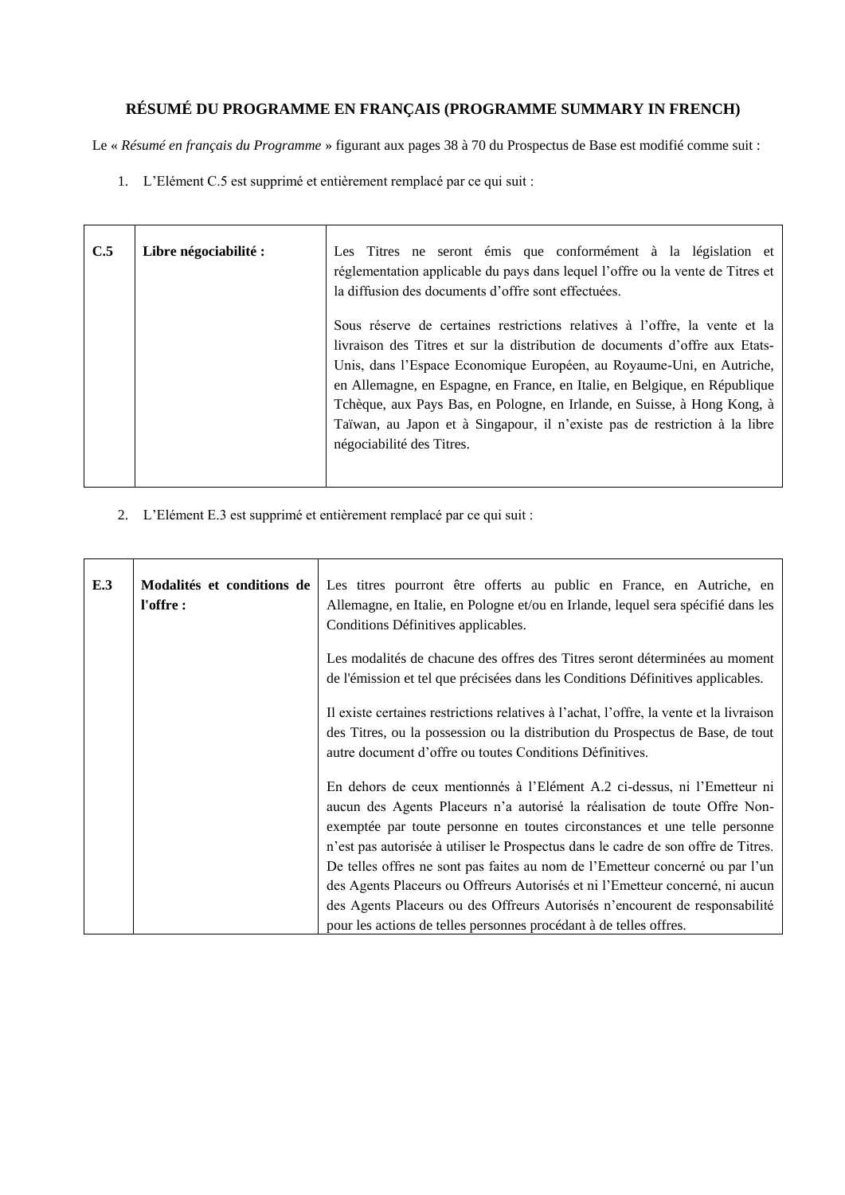**RÉSUMÉ DU PROGRAMME EN FRANÇAIS (PROGRAMME SUMMARY IN FRENCH)**

Le « *Résumé en français du Programme* » figurant aux pages 38 à 70 du Prospectus de Base est modifié comme suit :

1. L'Elément C.5 est supprimé et entièrement remplacé par ce qui suit :

| | | |
|---|---|---|
| **C.5** | **Libre négociabilité :** | Les Titres ne seront émis que conformément à la législation et réglementation applicable du pays dans lequel l'offre ou la vente de Titres et la diffusion des documents d'offre sont effectuées.<br><br>Sous réserve de certaines restrictions relatives à l'offre, la vente et la livraison des Titres et sur la distribution de documents d'offre aux Etats-Unis, dans l'Espace Economique Européen, au Royaume-Uni, en Autriche, en Allemagne, en Espagne, en France, en Italie, en Belgique, en République Tchèque, aux Pays Bas, en Pologne, en Irlande, en Suisse, à Hong Kong, à Taïwan, au Japon et à Singapour, il n'existe pas de restriction à la libre négociabilité des Titres. |

2. L'Elément E.3 est supprimé et entièrement remplacé par ce qui suit :

| | | |
|---|---|---|
| **E.3** | **Modalités et conditions de l'offre :** | Les titres pourront être offerts au public en France, en Autriche, en Allemagne, en Italie, en Pologne et/ou en Irlande, lequel sera spécifié dans les Conditions Définitives applicables.<br><br>Les modalités de chacune des offres des Titres seront déterminées au moment de l'émission et tel que précisées dans les Conditions Définitives applicables.<br><br>Il existe certaines restrictions relatives à l'achat, l'offre, la vente et la livraison des Titres, ou la possession ou la distribution du Prospectus de Base, de tout autre document d'offre ou toutes Conditions Définitives.<br><br>En dehors de ceux mentionnés à l'Elément A.2 ci-dessus, ni l'Emetteur ni aucun des Agents Placeurs n'a autorisé la réalisation de toute Offre Non-exemptée par toute personne en toutes circonstances et une telle personne n'est pas autorisée à utiliser le Prospectus dans le cadre de son offre de Titres. De telles offres ne sont pas faites au nom de l'Emetteur concerné ou par l'un des Agents Placeurs ou Offreurs Autorisés et ni l'Emetteur concerné, ni aucun des Agents Placeurs ou des Offreurs Autorisés n'encourent de responsabilité pour les actions de telles personnes procédant à de telles offres. |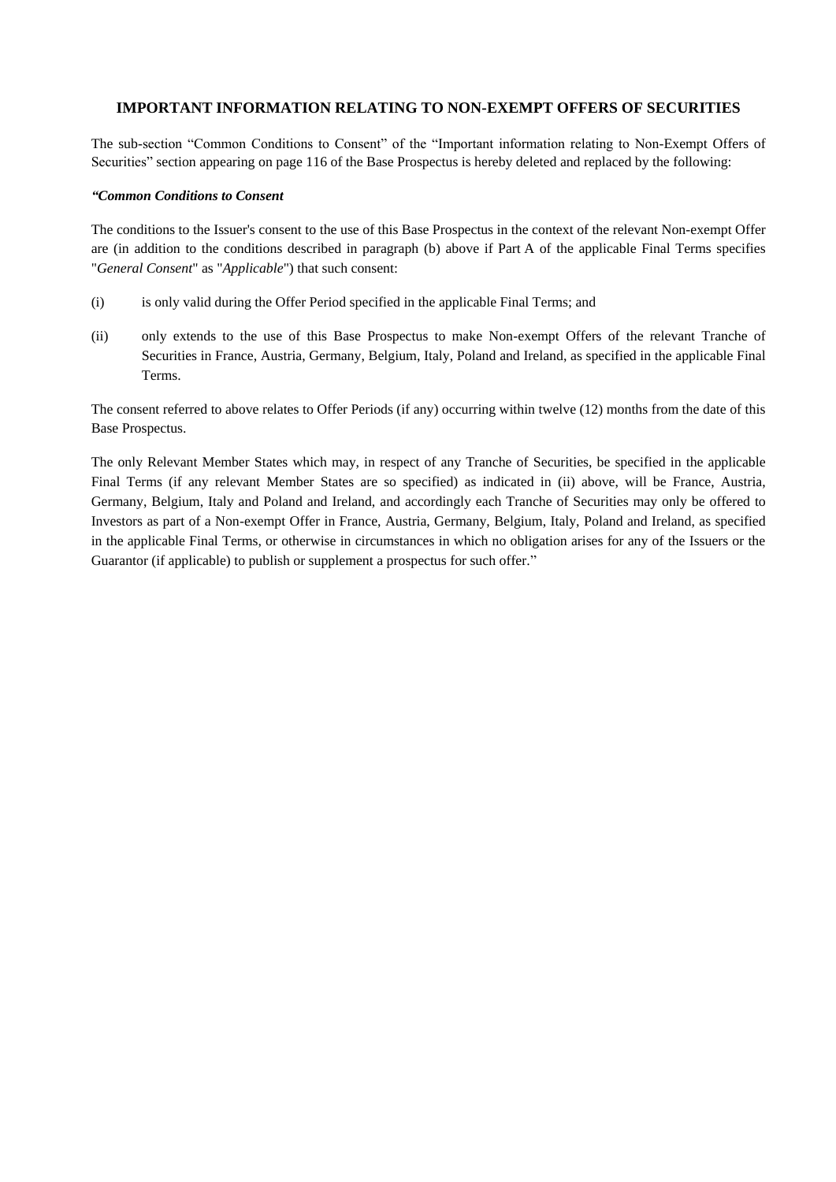## IMPORTANT INFORMATION RELATING TO NON-EXEMPT OFFERS OF SECURITIES

The sub-section "Common Conditions to Consent" of the "Important information relating to Non-Exempt Offers of Securities" section appearing on page 116 of the Base Prospectus is hereby deleted and replaced by the following:

***"Common Conditions to Consent***

The conditions to the Issuer's consent to the use of this Base Prospectus in the context of the relevant Non-exempt Offer are (in addition to the conditions described in paragraph (b) above if Part A of the applicable Final Terms specifies "*General Consent*" as "*Applicable*") that such consent:

(i) is only valid during the Offer Period specified in the applicable Final Terms; and

(ii) only extends to the use of this Base Prospectus to make Non-exempt Offers of the relevant Tranche of Securities in France, Austria, Germany, Belgium, Italy, Poland and Ireland, as specified in the applicable Final Terms.

The consent referred to above relates to Offer Periods (if any) occurring within twelve (12) months from the date of this Base Prospectus.

The only Relevant Member States which may, in respect of any Tranche of Securities, be specified in the applicable Final Terms (if any relevant Member States are so specified) as indicated in (ii) above, will be France, Austria, Germany, Belgium, Italy and Poland and Ireland, and accordingly each Tranche of Securities may only be offered to Investors as part of a Non-exempt Offer in France, Austria, Germany, Belgium, Italy, Poland and Ireland, as specified in the applicable Final Terms, or otherwise in circumstances in which no obligation arises for any of the Issuers or the Guarantor (if applicable) to publish or supplement a prospectus for such offer."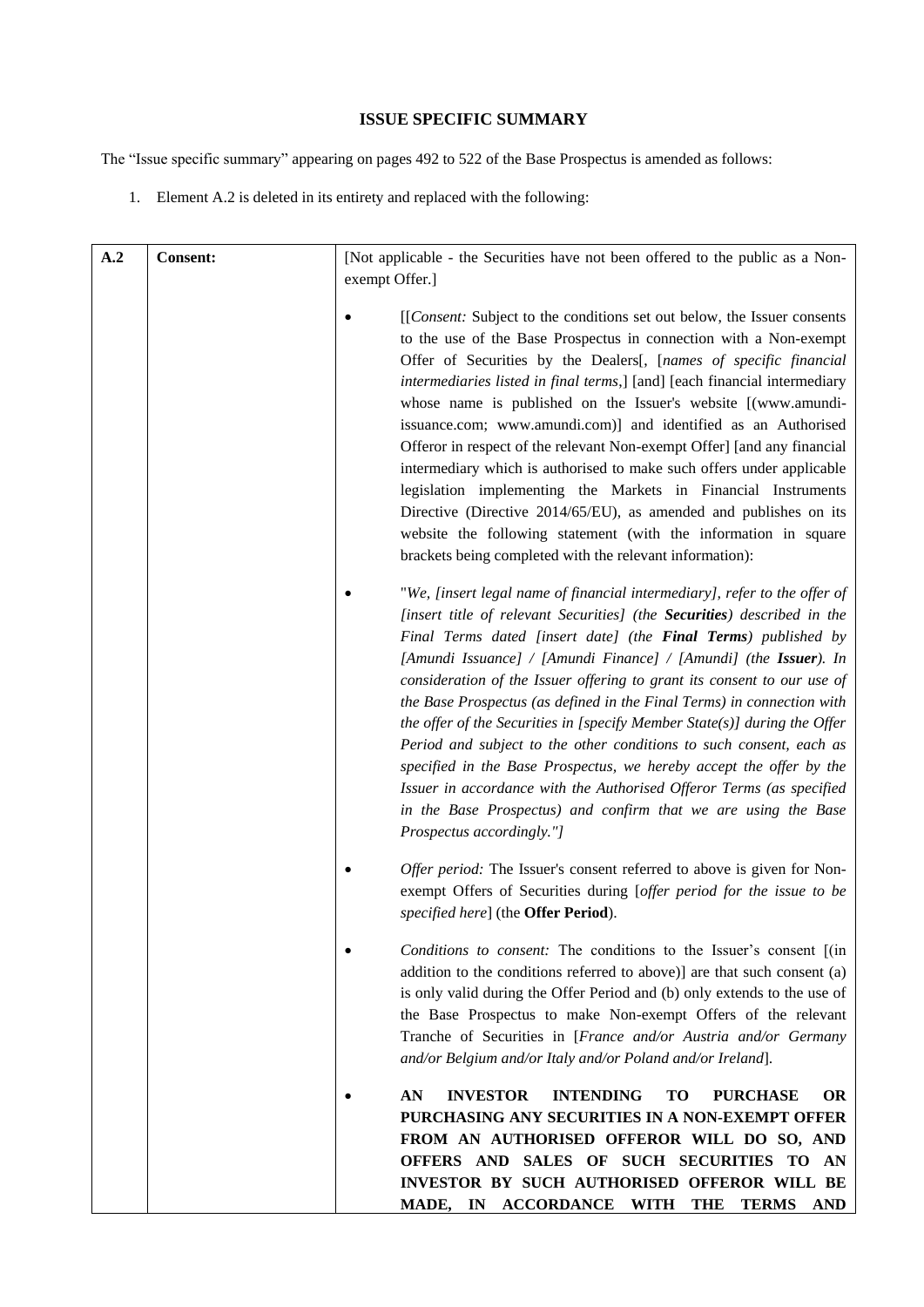## ISSUE SPECIFIC SUMMARY

The "Issue specific summary" appearing on pages 492 to 522 of the Base Prospectus is amended as follows:

1. Element A.2 is deleted in its entirety and replaced with the following:

| A.2 | **Consent:** | [Not applicable - the Securities have not been offered to the public as a Non-exempt Offer.]<br><br>• [[*Consent:* Subject to the conditions set out below, the Issuer consents to the use of the Base Prospectus in connection with a Non-exempt Offer of Securities by the Dealers[, [*names of specific financial intermediaries listed in final terms*,] [and] [each financial intermediary whose name is published on the Issuer's website [(www.amundi-issuance.com; www.amundi.com)] and identified as an Authorised Offeror in respect of the relevant Non-exempt Offer] [and any financial intermediary which is authorised to make such offers under applicable legislation implementing the Markets in Financial Instruments Directive (Directive 2014/65/EU), as amended and publishes on its website the following statement (with the information in square brackets being completed with the relevant information):<br><br>• "*We, [insert legal name of financial intermediary], refer to the offer of [insert title of relevant Securities] (the **Securities**) described in the Final Terms dated [insert date] (the **Final Terms**) published by [Amundi Issuance] / [Amundi Finance] / [Amundi] (the **Issuer**). In consideration of the Issuer offering to grant its consent to our use of the Base Prospectus (as defined in the Final Terms) in connection with the offer of the Securities in [specify Member State(s)] during the Offer Period and subject to the other conditions to such consent, each as specified in the Base Prospectus, we hereby accept the offer by the Issuer in accordance with the Authorised Offeror Terms (as specified in the Base Prospectus) and confirm that we are using the Base Prospectus accordingly."]*<br><br>• *Offer period:* The Issuer's consent referred to above is given for Non-exempt Offers of Securities during [*offer period for the issue to be specified here*] (the **Offer Period**).<br><br>• *Conditions to consent:* The conditions to the Issuer's consent [(in addition to the conditions referred to above)] are that such consent (a) is only valid during the Offer Period and (b) only extends to the use of the Base Prospectus to make Non-exempt Offers of the relevant Tranche of Securities in [*France and/or Austria and/or Germany and/or Belgium and/or Italy and/or Poland and/or Ireland*].<br><br>• **AN INVESTOR INTENDING TO PURCHASE OR PURCHASING ANY SECURITIES IN A NON-EXEMPT OFFER FROM AN AUTHORISED OFFEROR WILL DO SO, AND OFFERS AND SALES OF SUCH SECURITIES TO AN INVESTOR BY SUCH AUTHORISED OFFEROR WILL BE MADE, IN ACCORDANCE WITH THE TERMS AND** |
|---|---|---|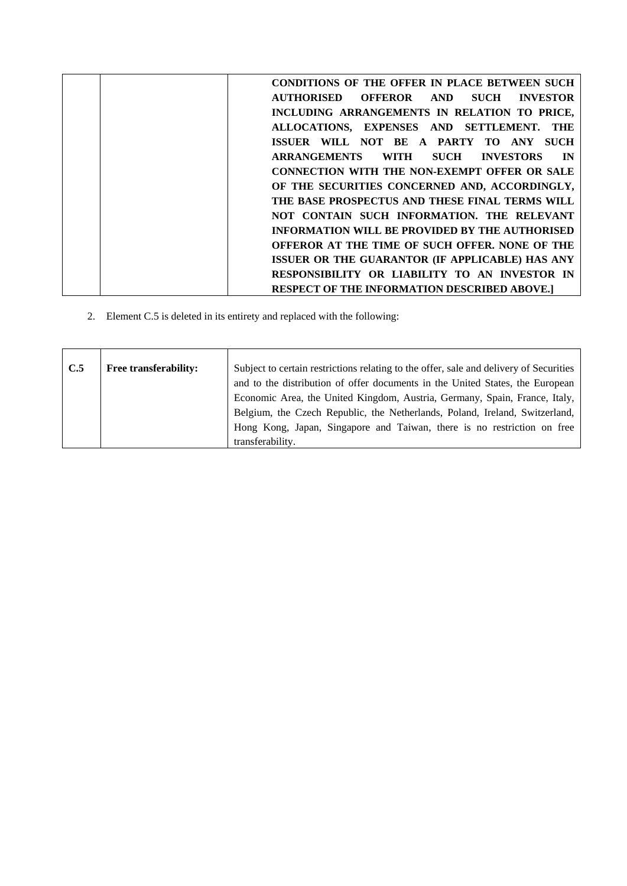| | | **CONDITIONS OF THE OFFER IN PLACE BETWEEN SUCH AUTHORISED OFFEROR AND SUCH INVESTOR INCLUDING ARRANGEMENTS IN RELATION TO PRICE, ALLOCATIONS, EXPENSES AND SETTLEMENT. THE ISSUER WILL NOT BE A PARTY TO ANY SUCH ARRANGEMENTS WITH SUCH INVESTORS IN CONNECTION WITH THE NON-EXEMPT OFFER OR SALE OF THE SECURITIES CONCERNED AND, ACCORDINGLY, THE BASE PROSPECTUS AND THESE FINAL TERMS WILL NOT CONTAIN SUCH INFORMATION. THE RELEVANT INFORMATION WILL BE PROVIDED BY THE AUTHORISED OFFEROR AT THE TIME OF SUCH OFFER. NONE OF THE ISSUER OR THE GUARANTOR (IF APPLICABLE) HAS ANY RESPONSIBILITY OR LIABILITY TO AN INVESTOR IN RESPECT OF THE INFORMATION DESCRIBED ABOVE.]** |
|---|---|---|

2. Element C.5 is deleted in its entirety and replaced with the following:

| **C.5** | **Free transferability:** | Subject to certain restrictions relating to the offer, sale and delivery of Securities and to the distribution of offer documents in the United States, the European Economic Area, the United Kingdom, Austria, Germany, Spain, France, Italy, Belgium, the Czech Republic, the Netherlands, Poland, Ireland, Switzerland, Hong Kong, Japan, Singapore and Taiwan, there is no restriction on free transferability. |
|---|---|---|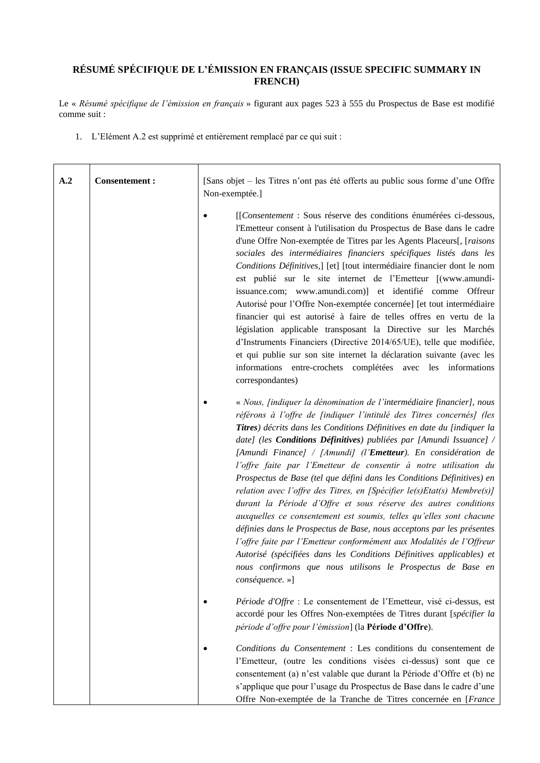**RÉSUMÉ SPÉCIFIQUE DE L'ÉMISSION EN FRANÇAIS (ISSUE SPECIFIC SUMMARY IN FRENCH)**

Le « *Résumé spécifique de l'émission en français* » figurant aux pages 523 à 555 du Prospectus de Base est modifié comme suit :

1. L'Elément A.2 est supprimé et entièrement remplacé par ce qui suit :

| | | |
|---|---|---|
| **A.2** | **Consentement :** | [Sans objet – les Titres n'ont pas été offerts au public sous forme d'une Offre Non-exemptée.]<br><br>• [[*Consentement* : Sous réserve des conditions énumérées ci-dessous, l'Emetteur consent à l'utilisation du Prospectus de Base dans le cadre d'une Offre Non-exemptée de Titres par les Agents Placeurs[, [*raisons sociales des intermédiaires financiers spécifiques listés dans les Conditions Définitives,*] [et] [tout intermédiaire financier dont le nom est publié sur le site internet de l'Emetteur [(www.amundi-issuance.com; www.amundi.com)] et identifié comme Offreur Autorisé pour l'Offre Non-exemptée concernée] [et tout intermédiaire financier qui est autorisé à faire de telles offres en vertu de la législation applicable transposant la Directive sur les Marchés d'Instruments Financiers (Directive 2014/65/UE), telle que modifiée, et qui publie sur son site internet la déclaration suivante (avec les informations entre-crochets complétées avec les informations correspondantes)<br><br>• « *Nous, [indiquer la dénomination de l'intermédiaire financier], nous référons à l'offre de [indiquer l'intitulé des Titres concernés] (les* ***Titres****) décrits dans les Conditions Définitives en date du [indiquer la date] (les* ***Conditions Définitives****) publiées par [Amundi Issuance] / [Amundi Finance] / [Amundi] (l'****Emetteur****). En considération de l'offre faite par l'Emetteur de consentir à notre utilisation du Prospectus de Base (tel que défini dans les Conditions Définitives) en relation avec l'offre des Titres, en [Spécifier le(s)Etat(s) Membre(s)] durant la Période d'Offre et sous réserve des autres conditions auxquelles ce consentement est soumis, telles qu'elles sont chacune définies dans le Prospectus de Base, nous acceptons par les présentes l'offre faite par l'Emetteur conformément aux Modalités de l'Offreur Autorisé (spécifiées dans les Conditions Définitives applicables) et nous confirmons que nous utilisons le Prospectus de Base en conséquence.* »]<br><br>• *Période d'Offre* : Le consentement de l'Emetteur, visé ci-dessus, est accordé pour les Offres Non-exemptées de Titres durant [*spécifier la période d'offre pour l'émission*] (la **Période d'Offre**).<br><br>• *Conditions du Consentement* : Les conditions du consentement de l'Emetteur, (outre les conditions visées ci-dessus) sont que ce consentement (a) n'est valable que durant la Période d'Offre et (b) ne s'applique que pour l'usage du Prospectus de Base dans le cadre d'une Offre Non-exemptée de la Tranche de Titres concernée en [*France* |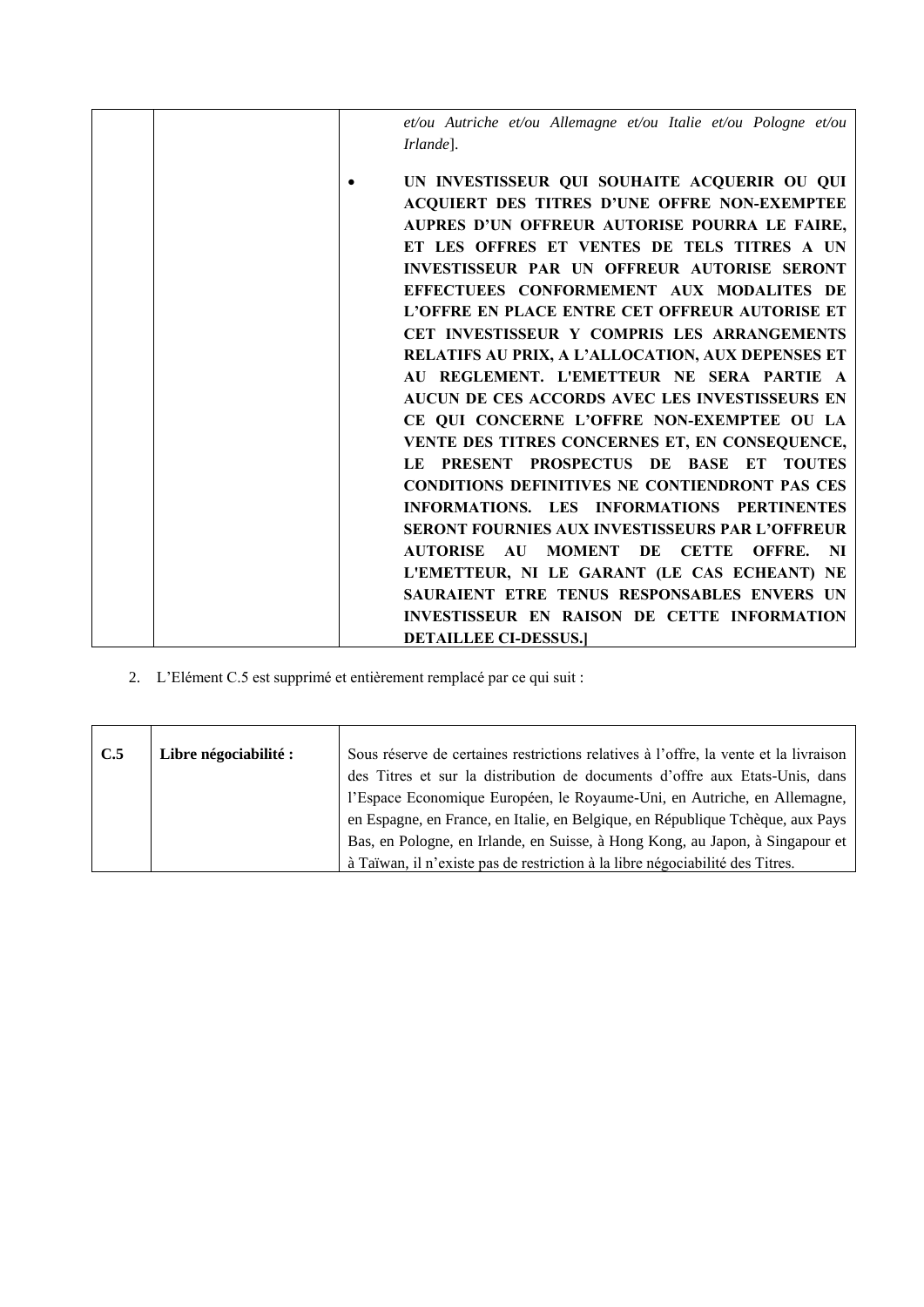| | | *et/ou Autriche et/ou Allemagne et/ou Italie et/ou Pologne et/ou Irlande*].<br><br>• **UN INVESTISSEUR QUI SOUHAITE ACQUERIR OU QUI ACQUIERT DES TITRES D'UNE OFFRE NON-EXEMPTEE AUPRES D'UN OFFREUR AUTORISE POURRA LE FAIRE, ET LES OFFRES ET VENTES DE TELS TITRES A UN INVESTISSEUR PAR UN OFFREUR AUTORISE SERONT EFFECTUEES CONFORMEMENT AUX MODALITES DE L'OFFRE EN PLACE ENTRE CET OFFREUR AUTORISE ET CET INVESTISSEUR Y COMPRIS LES ARRANGEMENTS RELATIFS AU PRIX, A L'ALLOCATION, AUX DEPENSES ET AU REGLEMENT. L'EMETTEUR NE SERA PARTIE A AUCUN DE CES ACCORDS AVEC LES INVESTISSEURS EN CE QUI CONCERNE L'OFFRE NON-EXEMPTEE OU LA VENTE DES TITRES CONCERNES ET, EN CONSEQUENCE, LE PRESENT PROSPECTUS DE BASE ET TOUTES CONDITIONS DEFINITIVES NE CONTIENDRONT PAS CES INFORMATIONS. LES INFORMATIONS PERTINENTES SERONT FOURNIES AUX INVESTISSEURS PAR L'OFFREUR AUTORISE AU MOMENT DE CETTE OFFRE. NI L'EMETTEUR, NI LE GARANT (LE CAS ECHEANT) NE SAURAIENT ETRE TENUS RESPONSABLES ENVERS UN INVESTISSEUR EN RAISON DE CETTE INFORMATION DETAILLEE CI-DESSUS.]** |
|---|---|---|

2. L'Elément C.5 est supprimé et entièrement remplacé par ce qui suit :

| **C.5** | **Libre négociabilité :** | Sous réserve de certaines restrictions relatives à l'offre, la vente et la livraison des Titres et sur la distribution de documents d'offre aux Etats-Unis, dans l'Espace Economique Européen, le Royaume-Uni, en Autriche, en Allemagne, en Espagne, en France, en Italie, en Belgique, en République Tchèque, aux Pays Bas, en Pologne, en Irlande, en Suisse, à Hong Kong, au Japon, à Singapour et à Taïwan, il n'existe pas de restriction à la libre négociabilité des Titres. |
|---|---|---|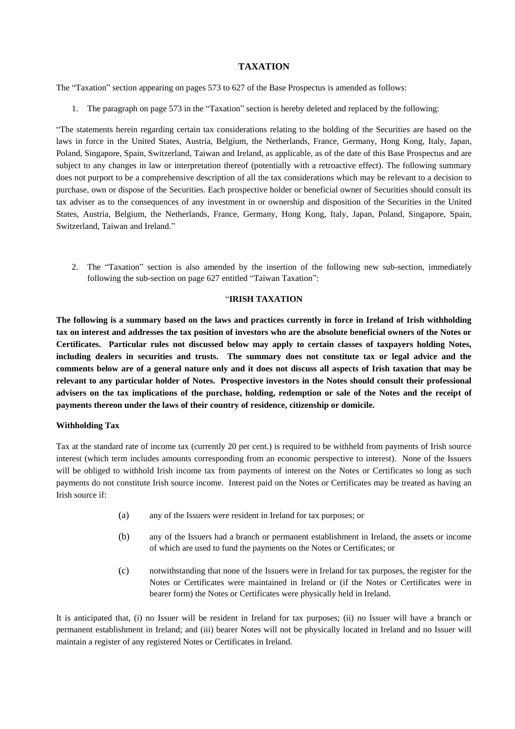## TAXATION

The "Taxation" section appearing on pages 573 to 627 of the Base Prospectus is amended as follows:

1. The paragraph on page 573 in the "Taxation" section is hereby deleted and replaced by the following:

"The statements herein regarding certain tax considerations relating to the holding of the Securities are based on the laws in force in the United States, Austria, Belgium, the Netherlands, France, Germany, Hong Kong, Italy, Japan, Poland, Singapore, Spain, Switzerland, Taiwan and Ireland, as applicable, as of the date of this Base Prospectus and are subject to any changes in law or interpretation thereof (potentially with a retroactive effect). The following summary does not purport to be a comprehensive description of all the tax considerations which may be relevant to a decision to purchase, own or dispose of the Securities. Each prospective holder or beneficial owner of Securities should consult its tax adviser as to the consequences of any investment in or ownership and disposition of the Securities in the United States, Austria, Belgium, the Netherlands, France, Germany, Hong Kong, Italy, Japan, Poland, Singapore, Spain, Switzerland, Taiwan and Ireland."

2. The "Taxation" section is also amended by the insertion of the following new sub-section, immediately following the sub-section on page 627 entitled "Taiwan Taxation":

### "IRISH TAXATION

**The following is a summary based on the laws and practices currently in force in Ireland of Irish withholding tax on interest and addresses the tax position of investors who are the absolute beneficial owners of the Notes or Certificates. Particular rules not discussed below may apply to certain classes of taxpayers holding Notes, including dealers in securities and trusts. The summary does not constitute tax or legal advice and the comments below are of a general nature only and it does not discuss all aspects of Irish taxation that may be relevant to any particular holder of Notes. Prospective investors in the Notes should consult their professional advisers on the tax implications of the purchase, holding, redemption or sale of the Notes and the receipt of payments thereon under the laws of their country of residence, citizenship or domicile.**

**Withholding Tax**

Tax at the standard rate of income tax (currently 20 per cent.) is required to be withheld from payments of Irish source interest (which term includes amounts corresponding from an economic perspective to interest). None of the Issuers will be obliged to withhold Irish income tax from payments of interest on the Notes or Certificates so long as such payments do not constitute Irish source income. Interest paid on the Notes or Certificates may be treated as having an Irish source if:

(a) any of the Issuers were resident in Ireland for tax purposes; or

(b) any of the Issuers had a branch or permanent establishment in Ireland, the assets or income of which are used to fund the payments on the Notes or Certificates; or

(c) notwithstanding that none of the Issuers were in Ireland for tax purposes, the register for the Notes or Certificates were maintained in Ireland or (if the Notes or Certificates were in bearer form) the Notes or Certificates were physically held in Ireland.

It is anticipated that, (i) no Issuer will be resident in Ireland for tax purposes; (ii) no Issuer will have a branch or permanent establishment in Ireland; and (iii) bearer Notes will not be physically located in Ireland and no Issuer will maintain a register of any registered Notes or Certificates in Ireland.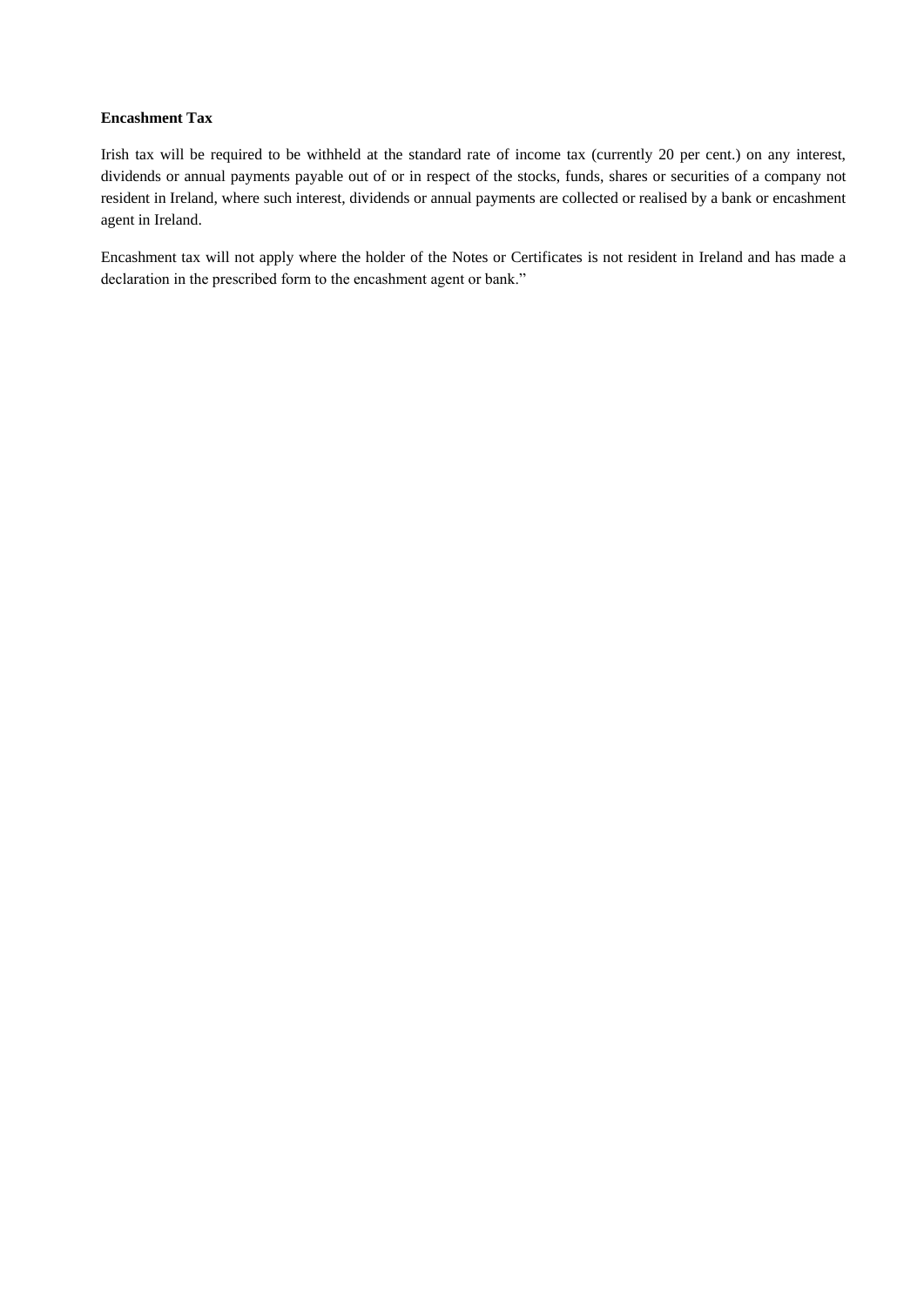**Encashment Tax**

Irish tax will be required to be withheld at the standard rate of income tax (currently 20 per cent.) on any interest, dividends or annual payments payable out of or in respect of the stocks, funds, shares or securities of a company not resident in Ireland, where such interest, dividends or annual payments are collected or realised by a bank or encashment agent in Ireland.

Encashment tax will not apply where the holder of the Notes or Certificates is not resident in Ireland and has made a declaration in the prescribed form to the encashment agent or bank."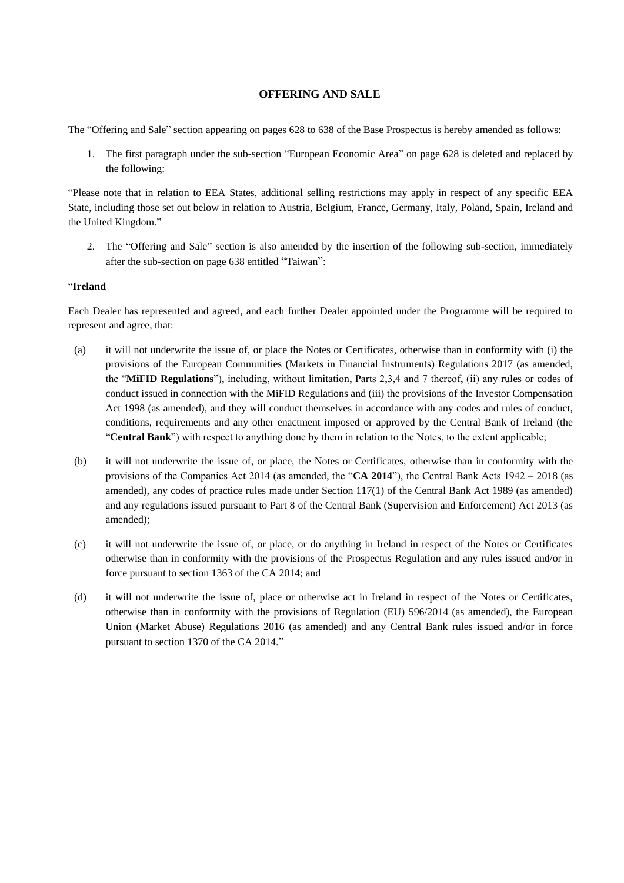## OFFERING AND SALE

The "Offering and Sale" section appearing on pages 628 to 638 of the Base Prospectus is hereby amended as follows:

1. The first paragraph under the sub-section "European Economic Area" on page 628 is deleted and replaced by the following:

"Please note that in relation to EEA States, additional selling restrictions may apply in respect of any specific EEA State, including those set out below in relation to Austria, Belgium, France, Germany, Italy, Poland, Spain, Ireland and the United Kingdom."

2. The "Offering and Sale" section is also amended by the insertion of the following sub-section, immediately after the sub-section on page 638 entitled "Taiwan":

"**Ireland**

Each Dealer has represented and agreed, and each further Dealer appointed under the Programme will be required to represent and agree, that:

(a) it will not underwrite the issue of, or place the Notes or Certificates, otherwise than in conformity with (i) the provisions of the European Communities (Markets in Financial Instruments) Regulations 2017 (as amended, the "**MiFID Regulations**"), including, without limitation, Parts 2,3,4 and 7 thereof, (ii) any rules or codes of conduct issued in connection with the MiFID Regulations and (iii) the provisions of the Investor Compensation Act 1998 (as amended), and they will conduct themselves in accordance with any codes and rules of conduct, conditions, requirements and any other enactment imposed or approved by the Central Bank of Ireland (the "**Central Bank**") with respect to anything done by them in relation to the Notes, to the extent applicable;

(b) it will not underwrite the issue of, or place, the Notes or Certificates, otherwise than in conformity with the provisions of the Companies Act 2014 (as amended, the "**CA 2014**"), the Central Bank Acts 1942 – 2018 (as amended), any codes of practice rules made under Section 117(1) of the Central Bank Act 1989 (as amended) and any regulations issued pursuant to Part 8 of the Central Bank (Supervision and Enforcement) Act 2013 (as amended);

(c) it will not underwrite the issue of, or place, or do anything in Ireland in respect of the Notes or Certificates otherwise than in conformity with the provisions of the Prospectus Regulation and any rules issued and/or in force pursuant to section 1363 of the CA 2014; and

(d) it will not underwrite the issue of, place or otherwise act in Ireland in respect of the Notes or Certificates, otherwise than in conformity with the provisions of Regulation (EU) 596/2014 (as amended), the European Union (Market Abuse) Regulations 2016 (as amended) and any Central Bank rules issued and/or in force pursuant to section 1370 of the CA 2014."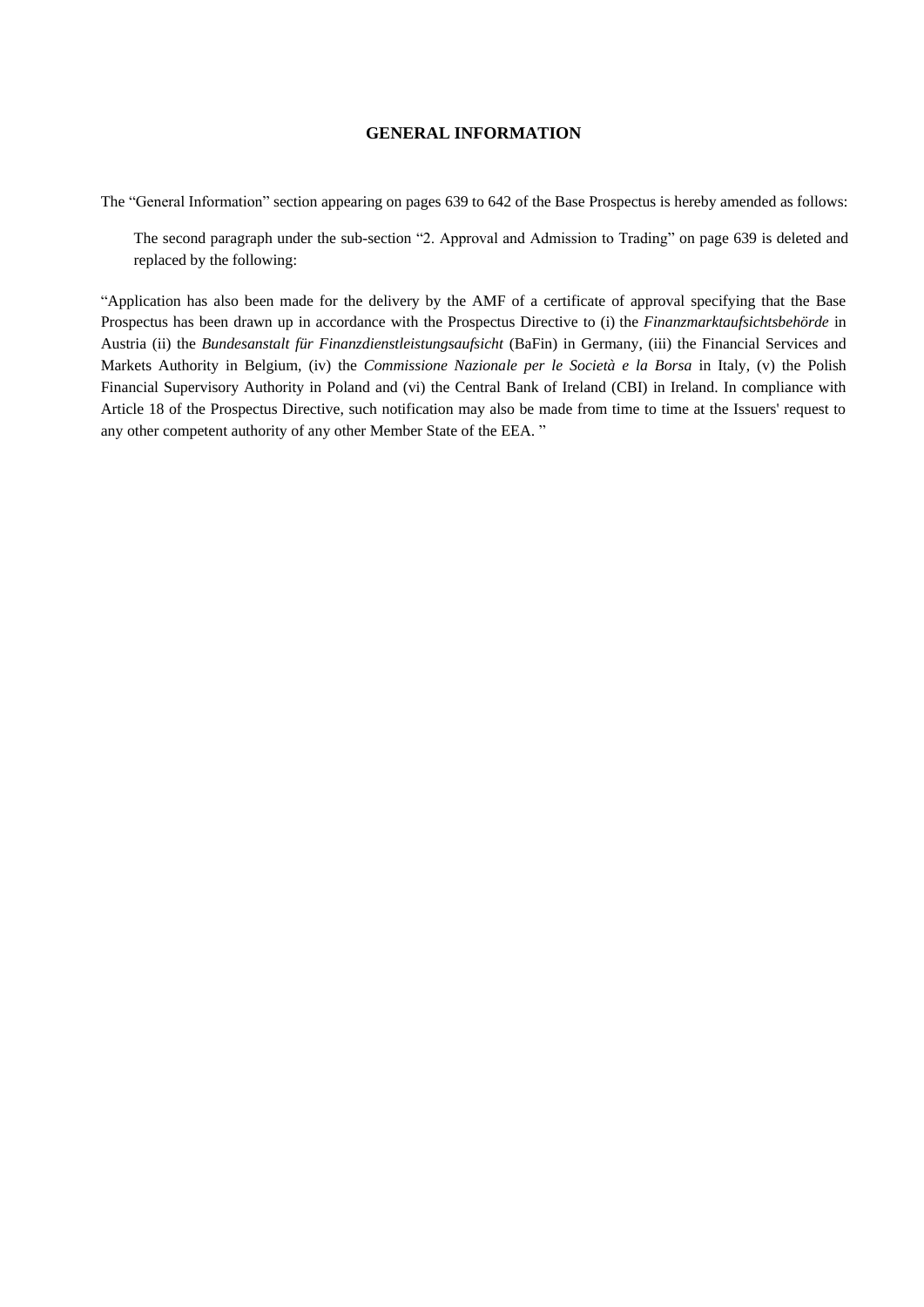## GENERAL INFORMATION

The "General Information" section appearing on pages 639 to 642 of the Base Prospectus is hereby amended as follows:

> The second paragraph under the sub-section "2. Approval and Admission to Trading" on page 639 is deleted and replaced by the following:

"Application has also been made for the delivery by the AMF of a certificate of approval specifying that the Base Prospectus has been drawn up in accordance with the Prospectus Directive to (i) the *Finanzmarktaufsichtsbehörde* in Austria (ii) the *Bundesanstalt für Finanzdienstleistungsaufsicht* (BaFin) in Germany, (iii) the Financial Services and Markets Authority in Belgium, (iv) the *Commissione Nazionale per le Società e la Borsa* in Italy, (v) the Polish Financial Supervisory Authority in Poland and (vi) the Central Bank of Ireland (CBI) in Ireland. In compliance with Article 18 of the Prospectus Directive, such notification may also be made from time to time at the Issuers' request to any other competent authority of any other Member State of the EEA. "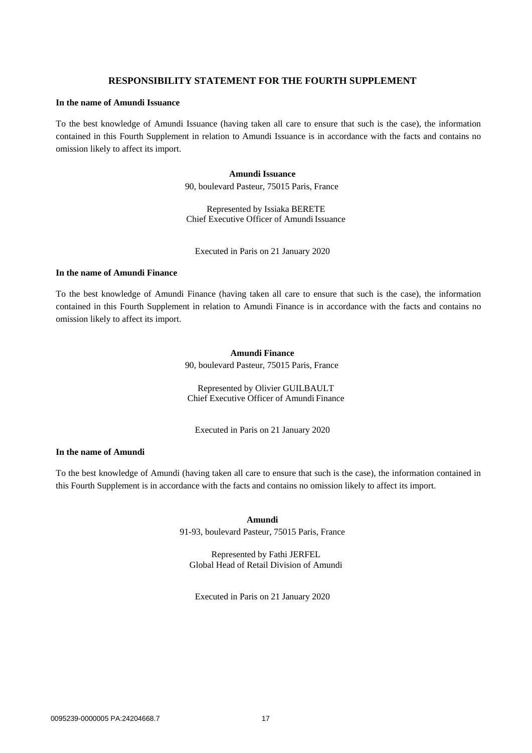## RESPONSIBILITY STATEMENT FOR THE FOURTH SUPPLEMENT

**In the name of Amundi Issuance**

To the best knowledge of Amundi Issuance (having taken all care to ensure that such is the case), the information contained in this Fourth Supplement in relation to Amundi Issuance is in accordance with the facts and contains no omission likely to affect its import.

**Amundi Issuance**
90, boulevard Pasteur, 75015 Paris, France

Represented by Issiaka BERETE
Chief Executive Officer of Amundi Issuance

Executed in Paris on 21 January 2020

**In the name of Amundi Finance**

To the best knowledge of Amundi Finance (having taken all care to ensure that such is the case), the information contained in this Fourth Supplement in relation to Amundi Finance is in accordance with the facts and contains no omission likely to affect its import.

**Amundi Finance**
90, boulevard Pasteur, 75015 Paris, France

Represented by Olivier GUILBAULT
Chief Executive Officer of Amundi Finance

Executed in Paris on 21 January 2020

**In the name of Amundi**

To the best knowledge of Amundi (having taken all care to ensure that such is the case), the information contained in this Fourth Supplement is in accordance with the facts and contains no omission likely to affect its import.

**Amundi**
91-93, boulevard Pasteur, 75015 Paris, France

Represented by Fathi JERFEL
Global Head of Retail Division of Amundi

Executed in Paris on 21 January 2020